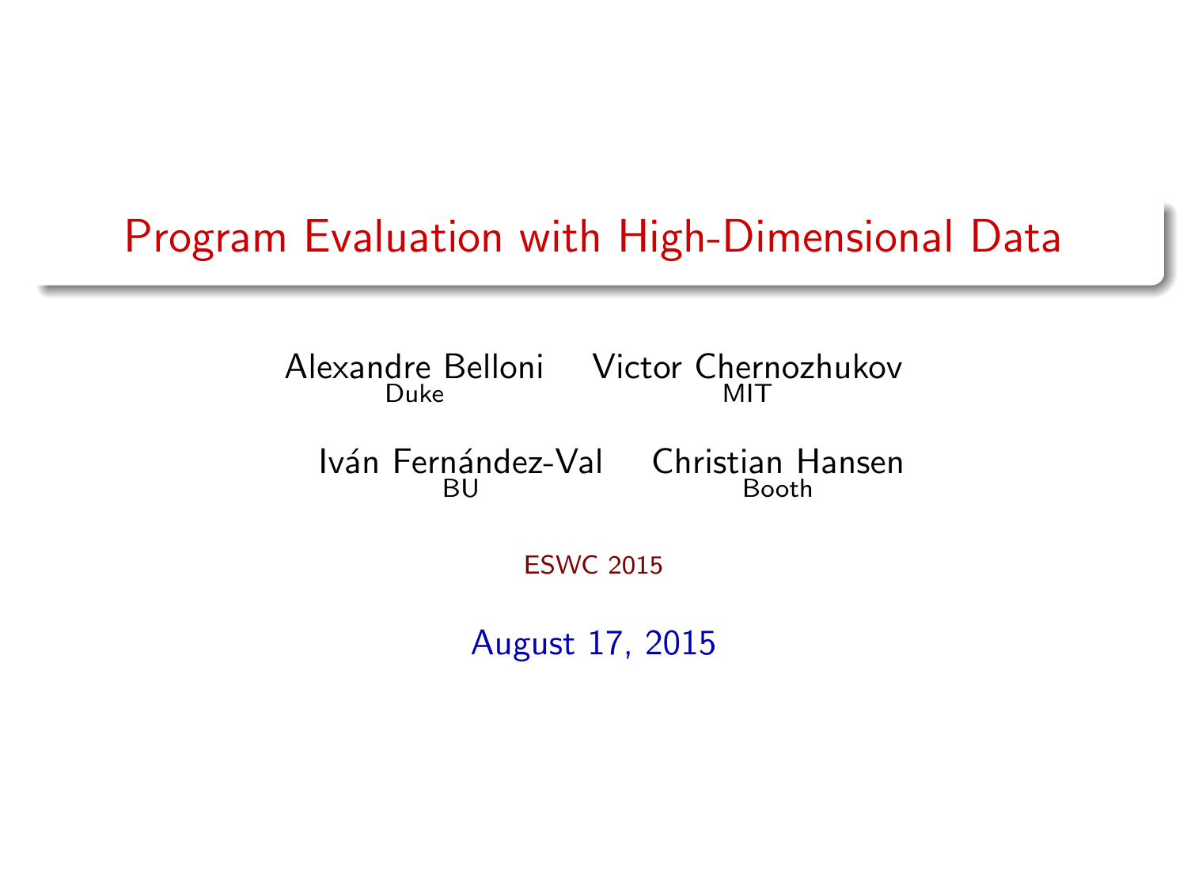# Program Evaluation with High-Dimensional Data

Alexandre Belloni
Duke

Victor Chernozhukov
MIT

Iván Fernández-Val
BU

Christian Hansen
Booth

ESWC 2015

August 17, 2015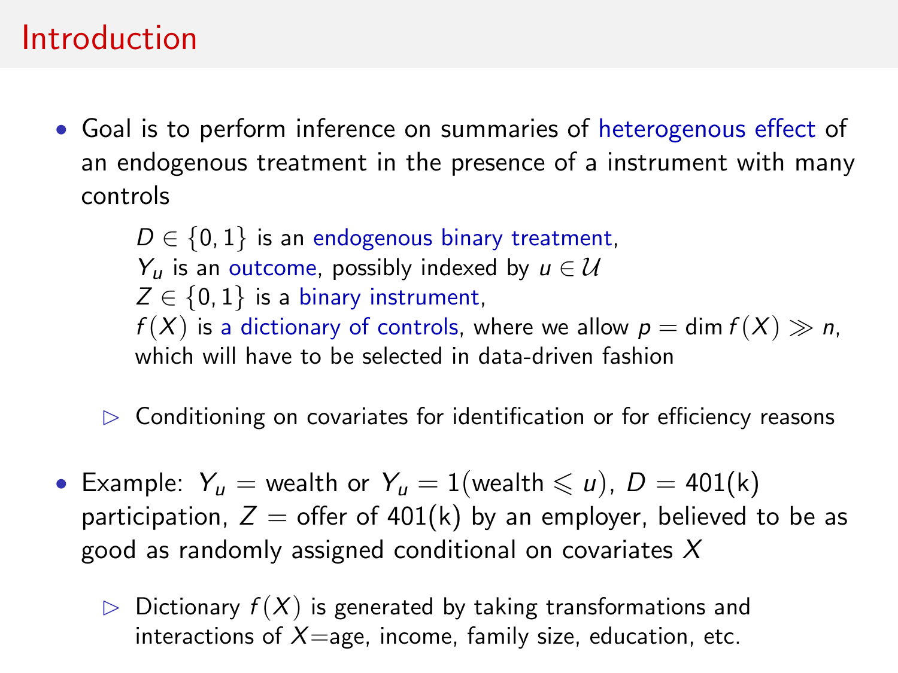# Introduction

- Goal is to perform inference on summaries of heterogenous effect of an endogenous treatment in the presence of a instrument with many controls

  $D \in \{0, 1\}$ is an endogenous binary treatment,
  $Y_u$ is an outcome, possibly indexed by $u \in \mathcal{U}$
  $Z \in \{0, 1\}$ is a binary instrument,
  $f(X)$ is a dictionary of controls, where we allow $p = \dim f(X) \gg n$, which will have to be selected in data-driven fashion

  ▷ Conditioning on covariates for identification or for efficiency reasons

- Example: $Y_u =$ wealth or $Y_u = 1(\text{wealth} \leqslant u)$, $D =$ 401(k) participation, $Z =$ offer of 401(k) by an employer, believed to be as good as randomly assigned conditional on covariates $X$

  ▷ Dictionary $f(X)$ is generated by taking transformations and interactions of $X$=age, income, family size, education, etc.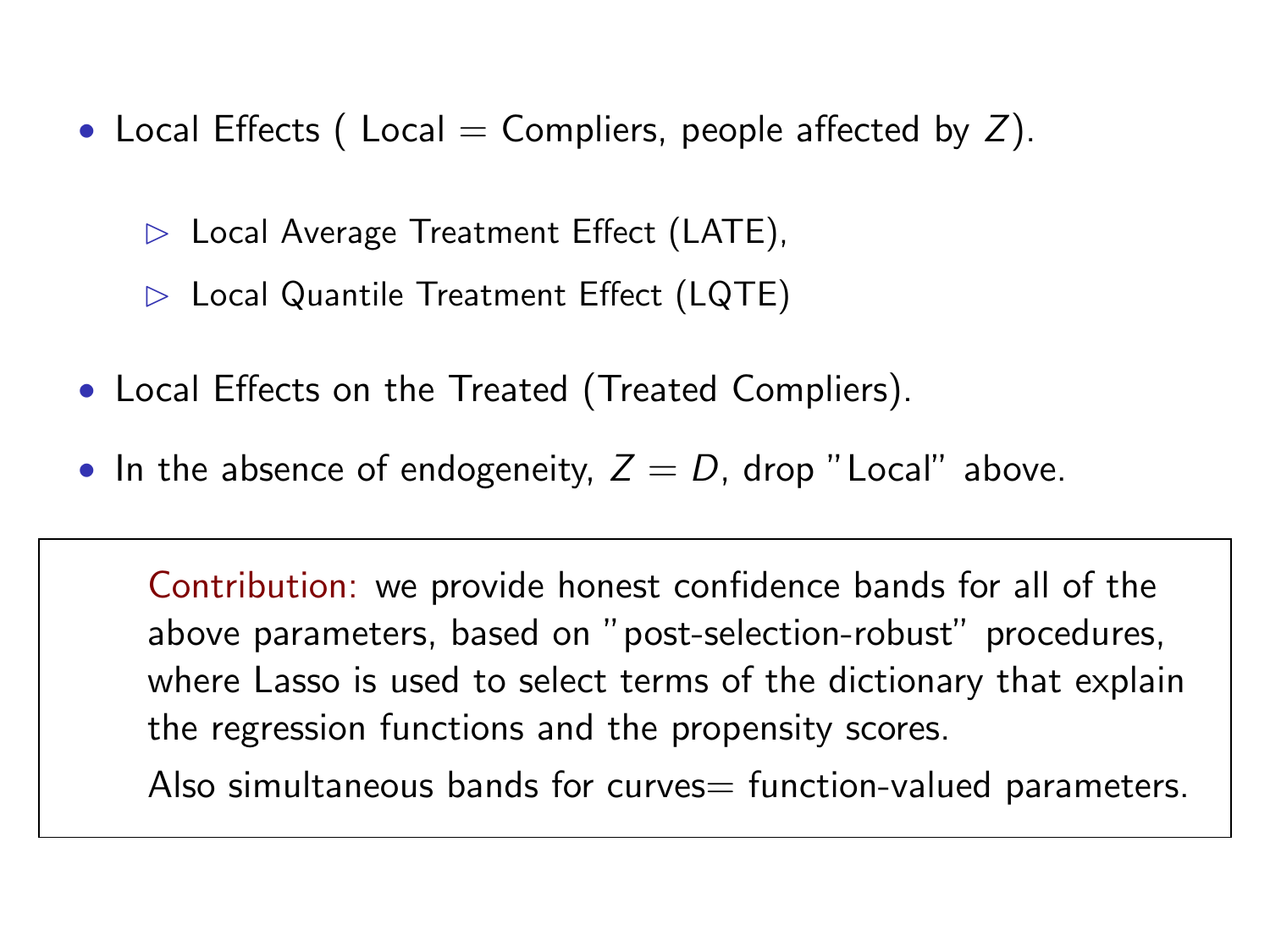- Local Effects ( Local = Compliers, people affected by $Z$).
  - Local Average Treatment Effect (LATE),
  - Local Quantile Treatment Effect (LQTE)
- Local Effects on the Treated (Treated Compliers).
- In the absence of endogeneity, $Z = D$, drop "Local" above.

Contribution: we provide honest confidence bands for all of the above parameters, based on "post-selection-robust" procedures, where Lasso is used to select terms of the dictionary that explain the regression functions and the propensity scores.

Also simultaneous bands for curves= function-valued parameters.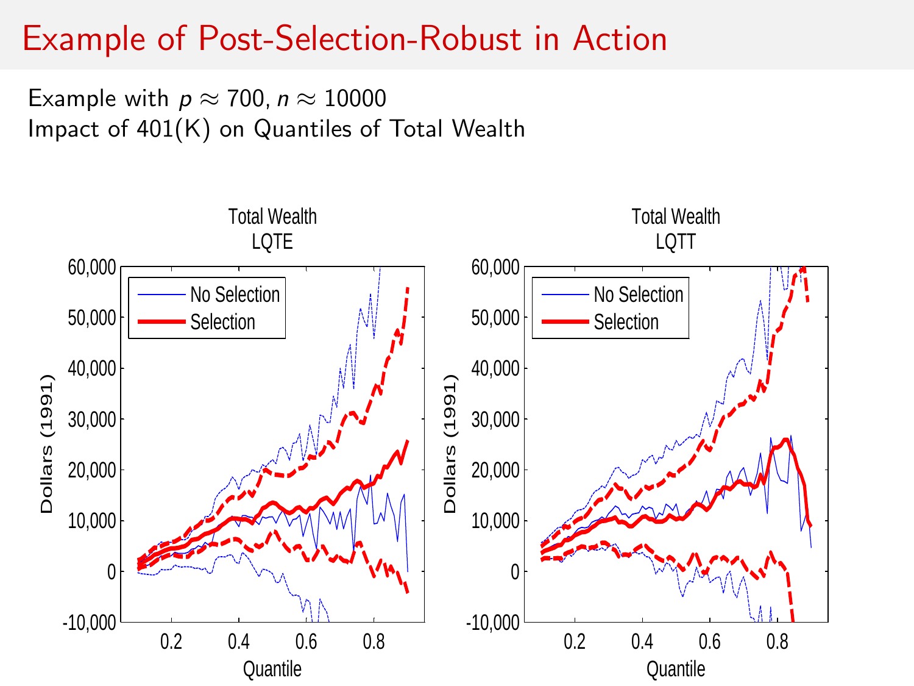# Example of Post-Selection-Robust in Action

Example with $p \approx 700$, $n \approx 10000$
Impact of 401(K) on Quantiles of Total Wealth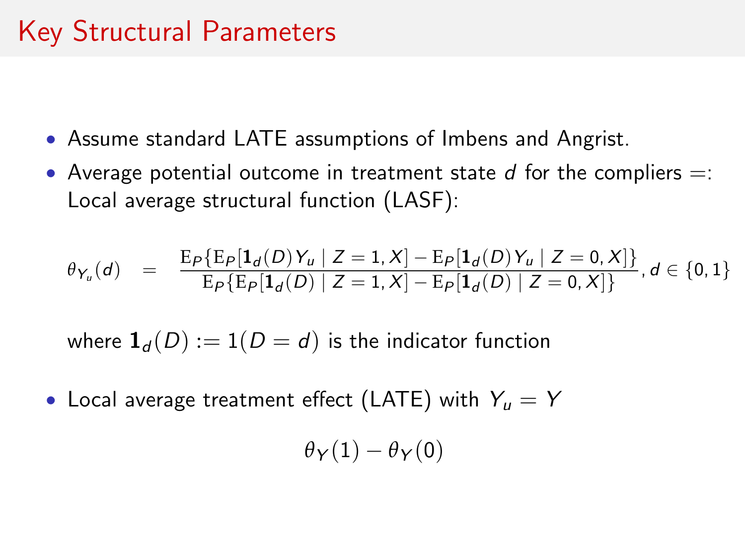# Key Structural Parameters

- Assume standard LATE assumptions of Imbens and Angrist.
- Average potential outcome in treatment state $d$ for the compliers $=:$ Local average structural function (LASF):

$$\theta_{Y_u}(d) = \frac{\mathrm{E}_P\{\mathrm{E}_P[\mathbf{1}_d(D)Y_u \mid Z=1,X] - \mathrm{E}_P[\mathbf{1}_d(D)Y_u \mid Z=0,X]\}}{\mathrm{E}_P\{\mathrm{E}_P[\mathbf{1}_d(D) \mid Z=1,X] - \mathrm{E}_P[\mathbf{1}_d(D) \mid Z=0,X]\}}, d \in \{0,1\}$$

  where $\mathbf{1}_d(D) := 1(D = d)$ is the indicator function

- Local average treatment effect (LATE) with $Y_u = Y$

$$\theta_Y(1) - \theta_Y(0)$$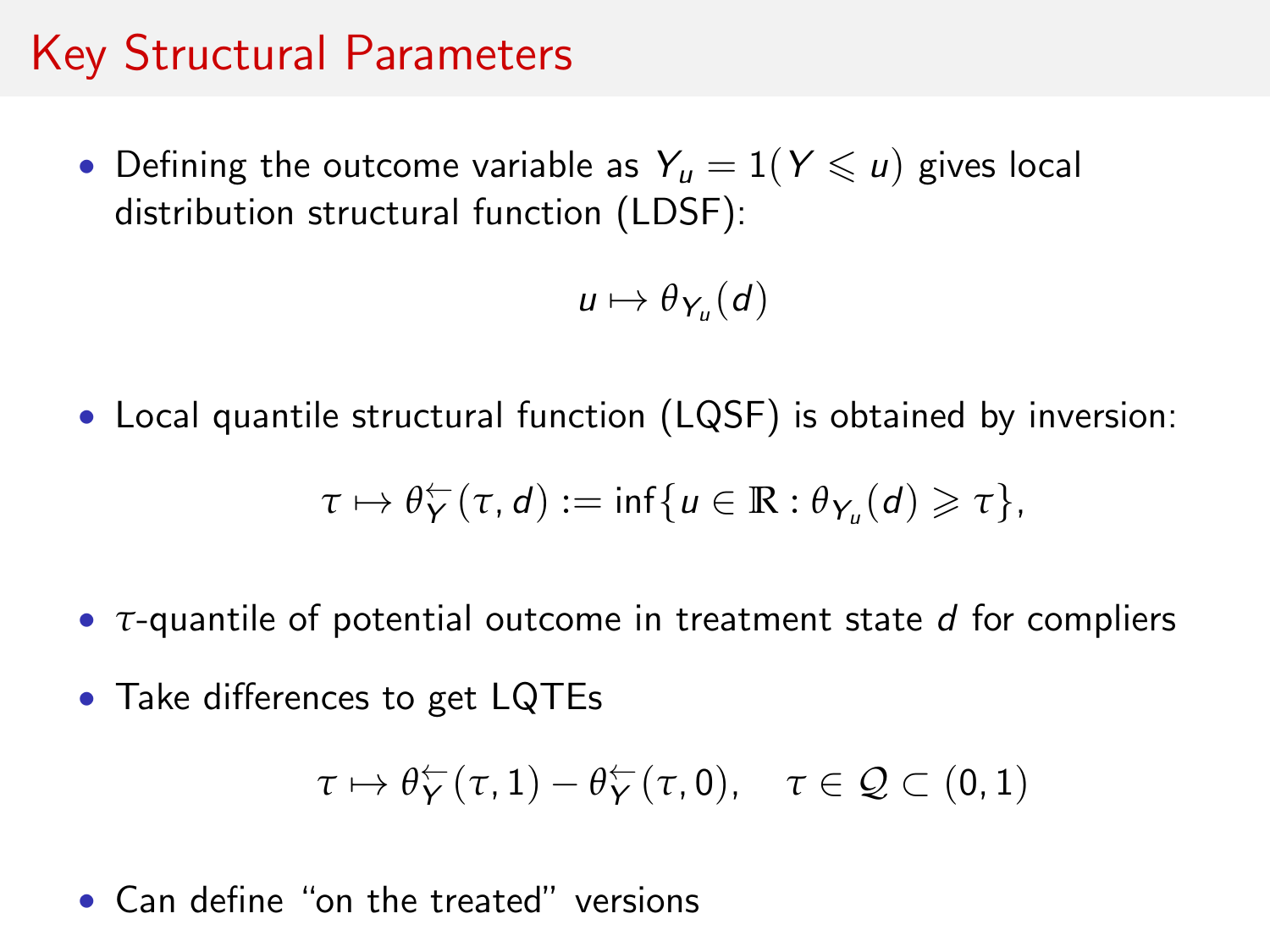# Key Structural Parameters

- Defining the outcome variable as $Y_u = 1(Y \leqslant u)$ gives local distribution structural function (LDSF):

$$u \mapsto \theta_{Y_u}(d)$$

- Local quantile structural function (LQSF) is obtained by inversion:

$$\tau \mapsto \theta_Y^{\leftarrow}(\tau, d) := \inf\{u \in \mathbb{R} : \theta_{Y_u}(d) \geqslant \tau\},$$

- $\tau$-quantile of potential outcome in treatment state $d$ for compliers
- Take differences to get LQTEs

$$\tau \mapsto \theta_Y^{\leftarrow}(\tau, 1) - \theta_Y^{\leftarrow}(\tau, 0), \quad \tau \in \mathcal{Q} \subset (0, 1)$$

- Can define "on the treated" versions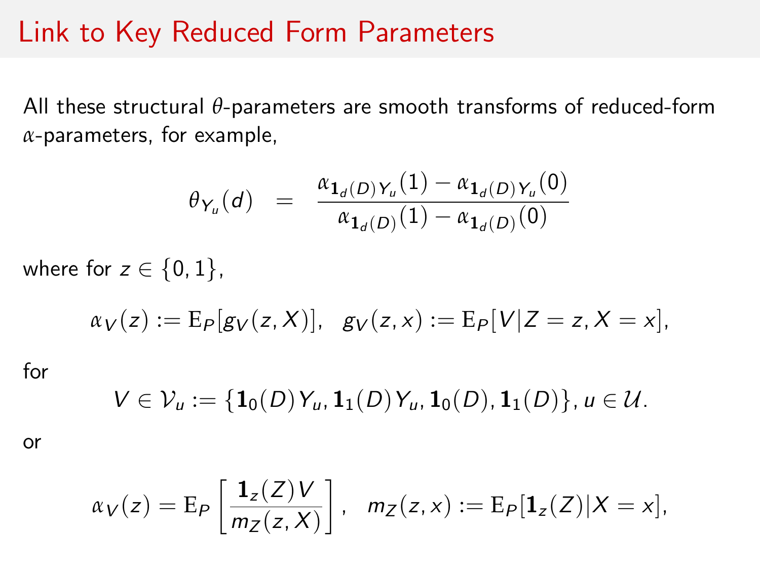# Link to Key Reduced Form Parameters

All these structural $\theta$-parameters are smooth transforms of reduced-form $\alpha$-parameters, for example,

$$\theta_{Y_u}(d) \quad = \quad \frac{\alpha_{\mathbf{1}_d(D)Y_u}(1) - \alpha_{\mathbf{1}_d(D)Y_u}(0)}{\alpha_{\mathbf{1}_d(D)}(1) - \alpha_{\mathbf{1}_d(D)}(0)}$$

where for $z \in \{0, 1\}$,

$$\alpha_V(z) := \mathrm{E}_P[g_V(z, X)], \quad g_V(z, x) := \mathrm{E}_P[V|Z = z, X = x],$$

for

$$V \in \mathcal{V}_u := \{\mathbf{1}_0(D)Y_u, \mathbf{1}_1(D)Y_u, \mathbf{1}_0(D), \mathbf{1}_1(D)\}, u \in \mathcal{U}.$$

or

$$\alpha_V(z) = \mathrm{E}_P\left[\frac{\mathbf{1}_z(Z)V}{m_Z(z, X)}\right], \quad m_Z(z, x) := \mathrm{E}_P[\mathbf{1}_z(Z)|X = x],$$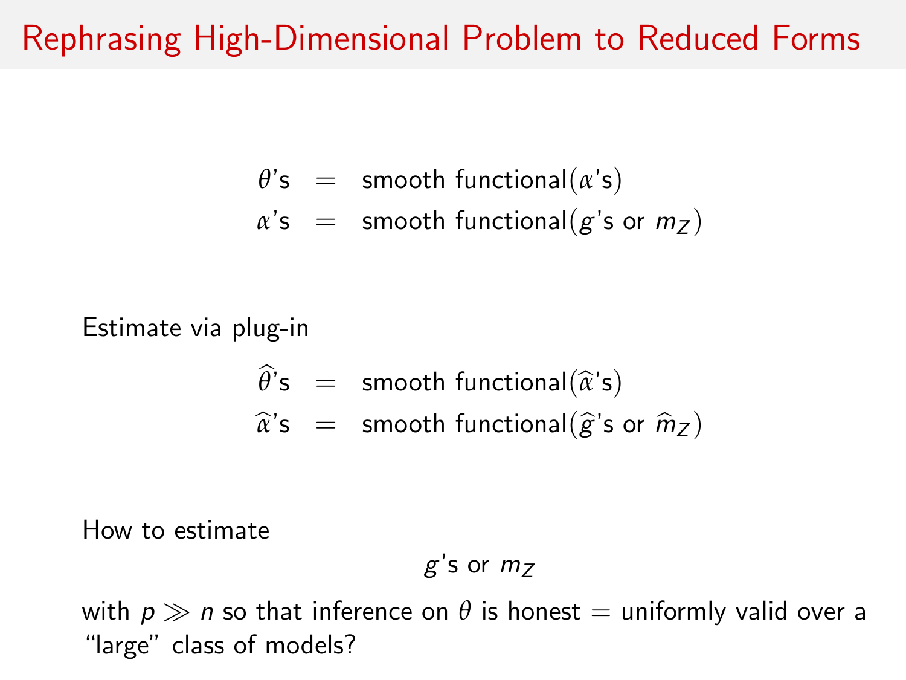# Rephrasing High-Dimensional Problem to Reduced Forms

$$
\begin{aligned}
\theta\text{'s} &= \text{smooth functional}(\alpha\text{'s}) \\
\alpha\text{'s} &= \text{smooth functional}(g\text{'s or } m_Z)
\end{aligned}
$$

Estimate via plug-in

$$
\begin{aligned}
\widehat{\theta}\text{'s} &= \text{smooth functional}(\widehat{\alpha}\text{'s}) \\
\widehat{\alpha}\text{'s} &= \text{smooth functional}(\widehat{g}\text{'s or } \widehat{m}_Z)
\end{aligned}
$$

How to estimate

$$g\text{'s or } m_Z$$

with $p \gg n$ so that inference on $\theta$ is honest = uniformly valid over a "large" class of models?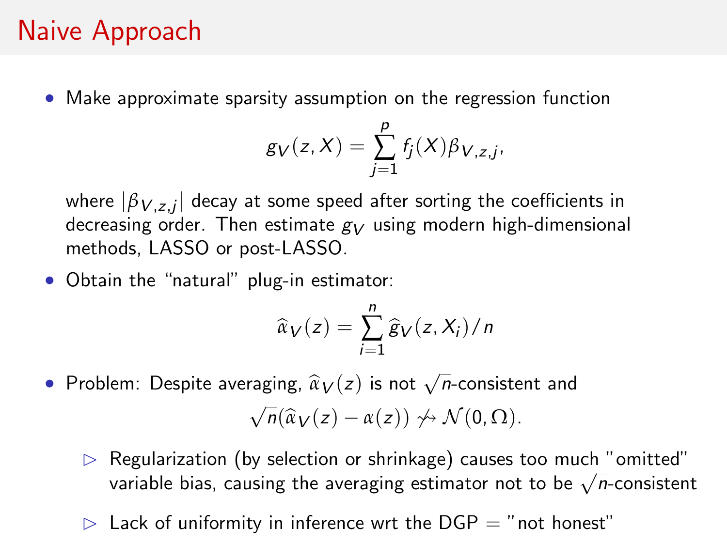# Naive Approach

- Make approximate sparsity assumption on the regression function

$$g_V(z, X) = \sum_{j=1}^{p} f_j(X)\beta_{V,z,j},$$

where $|\beta_{V,z,j}|$ decay at some speed after sorting the coefficients in decreasing order. Then estimate $g_V$ using modern high-dimensional methods, LASSO or post-LASSO.

- Obtain the "natural" plug-in estimator:

$$\widehat{\alpha}_V(z) = \sum_{i=1}^{n} \widehat{g}_V(z, X_i)/n$$

- Problem: Despite averaging, $\widehat{\alpha}_V(z)$ is not $\sqrt{n}$-consistent and

$$\sqrt{n}(\widehat{\alpha}_V(z) - \alpha(z)) \not\rightsquigarrow \mathcal{N}(0, \Omega).$$

  - ▷ Regularization (by selection or shrinkage) causes too much "omitted" variable bias, causing the averaging estimator not to be $\sqrt{n}$-consistent
  - ▷ Lack of uniformity in inference wrt the DGP = "not honest"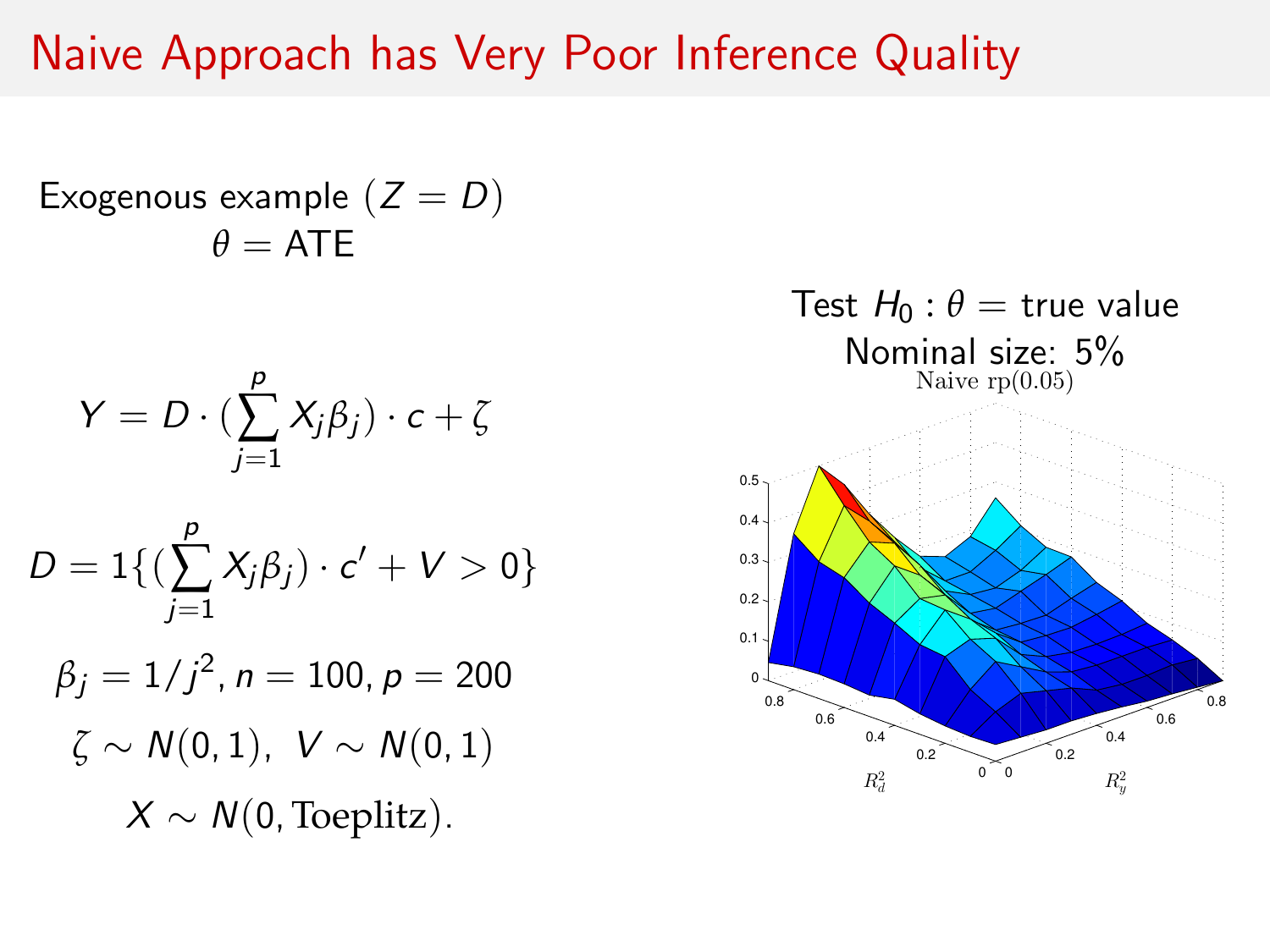# Naive Approach has Very Poor Inference Quality

Exogenous example ($Z = D$)
$\theta = \text{ATE}$

$$Y = D \cdot (\sum_{j=1}^{p} X_j \beta_j) \cdot c + \zeta$$

$$D = 1\{(\sum_{j=1}^{p} X_j \beta_j) \cdot c' + V > 0\}$$

$$\beta_j = 1/j^2, n = 100, p = 200$$

$$\zeta \sim N(0,1), \; V \sim N(0,1)$$

$$X \sim N(0, \text{Toeplitz}).$$

Test $H_0 : \theta =$ true value
Nominal size: 5%

Naive rp(0.05)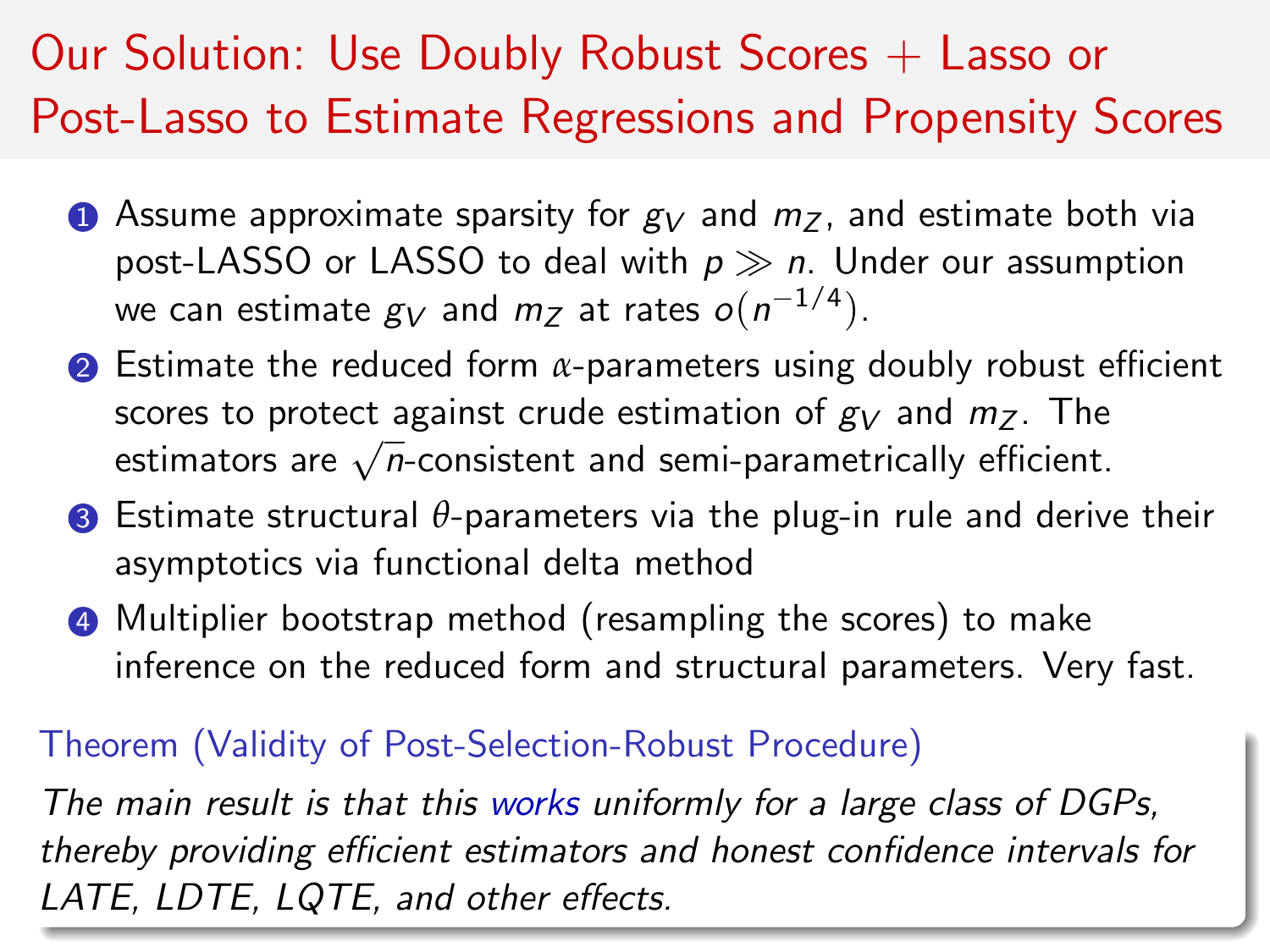# Our Solution: Use Doubly Robust Scores + Lasso or Post-Lasso to Estimate Regressions and Propensity Scores

1. Assume approximate sparsity for $g_V$ and $m_Z$, and estimate both via post-LASSO or LASSO to deal with $p \gg n$. Under our assumption we can estimate $g_V$ and $m_Z$ at rates $o(n^{-1/4})$.
2. Estimate the reduced form $\alpha$-parameters using doubly robust efficient scores to protect against crude estimation of $g_V$ and $m_Z$. The estimators are $\sqrt{n}$-consistent and semi-parametrically efficient.
3. Estimate structural $\theta$-parameters via the plug-in rule and derive their asymptotics via functional delta method
4. Multiplier bootstrap method (resampling the scores) to make inference on the reduced form and structural parameters. Very fast.

**Theorem (Validity of Post-Selection-Robust Procedure)**

*The main result is that this works uniformly for a large class of DGPs, thereby providing efficient estimators and honest confidence intervals for LATE, LDTE, LQTE, and other effects.*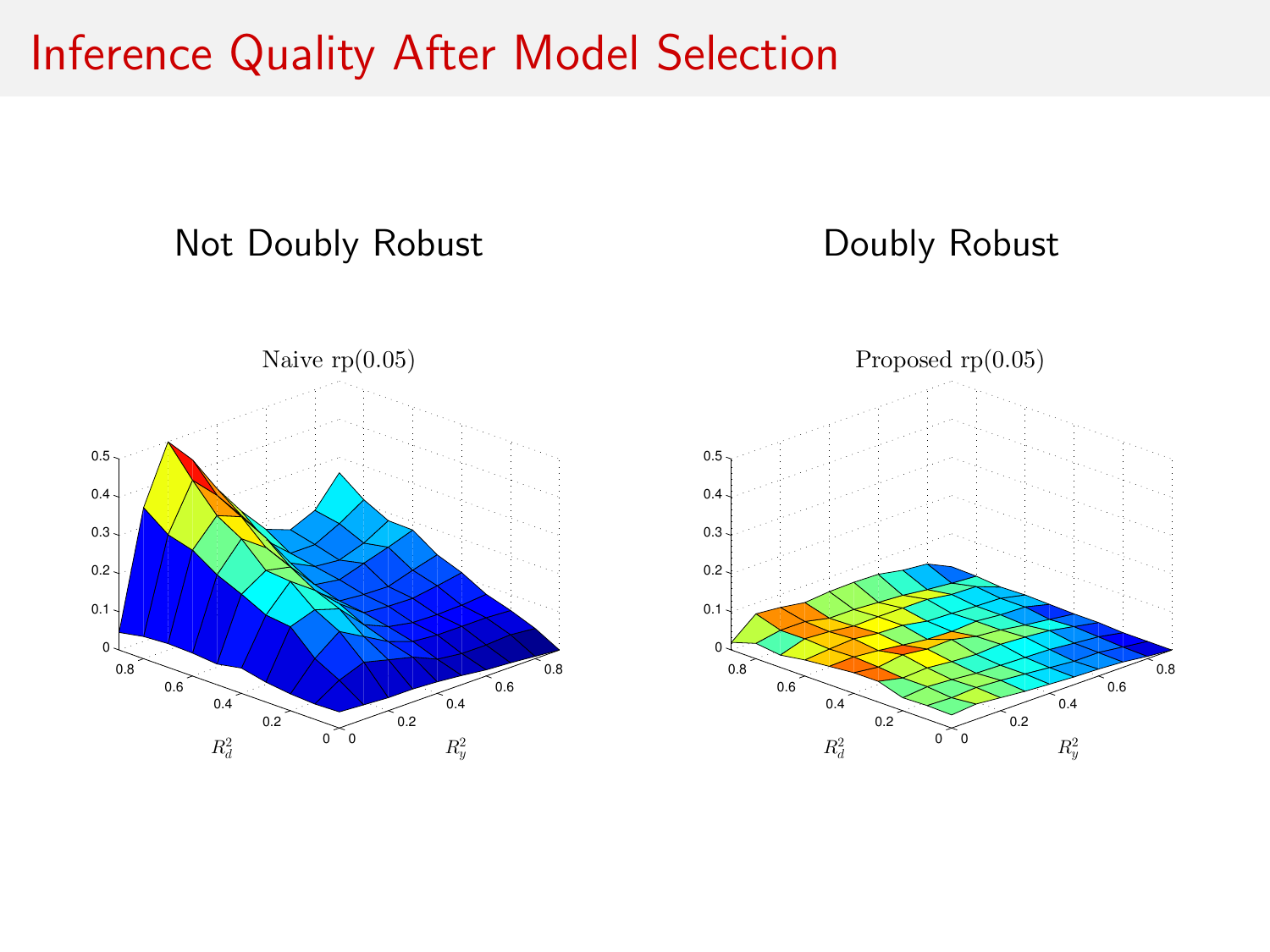# Inference Quality After Model Selection

## Not Doubly Robust

Naive rp(0.05)

## Doubly Robust

Proposed rp(0.05)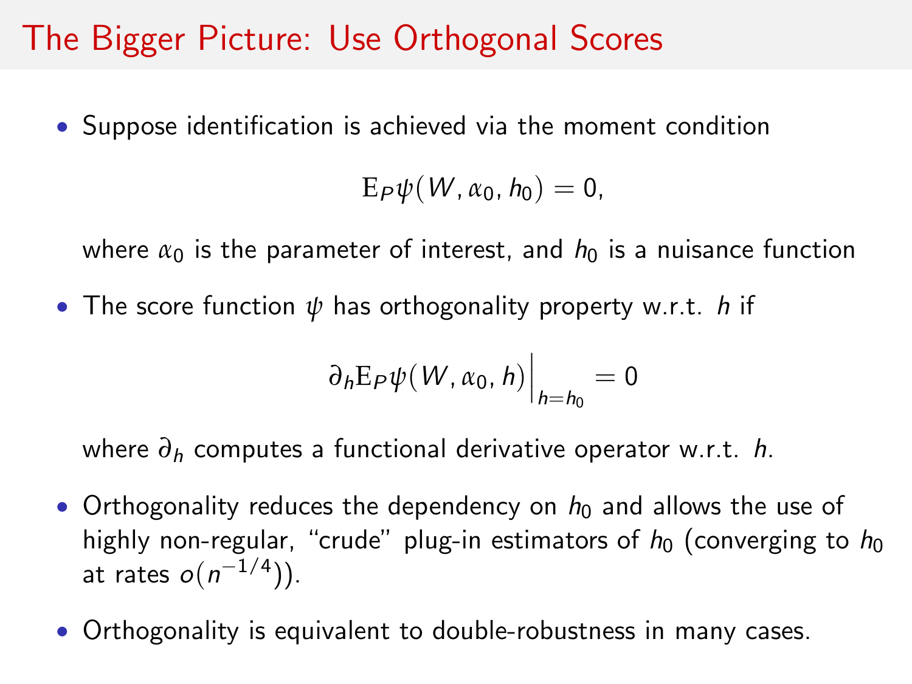# The Bigger Picture: Use Orthogonal Scores

- Suppose identification is achieved via the moment condition

$$\mathrm{E}_P \psi(W, \alpha_0, h_0) = 0,$$

  where $\alpha_0$ is the parameter of interest, and $h_0$ is a nuisance function

- The score function $\psi$ has orthogonality property w.r.t. $h$ if

$$\partial_h \mathrm{E}_P \psi(W, \alpha_0, h)\Big|_{h=h_0} = 0$$

  where $\partial_h$ computes a functional derivative operator w.r.t. $h$.

- Orthogonality reduces the dependency on $h_0$ and allows the use of highly non-regular, "crude" plug-in estimators of $h_0$ (converging to $h_0$ at rates $o(n^{-1/4})$).

- Orthogonality is equivalent to double-robustness in many cases.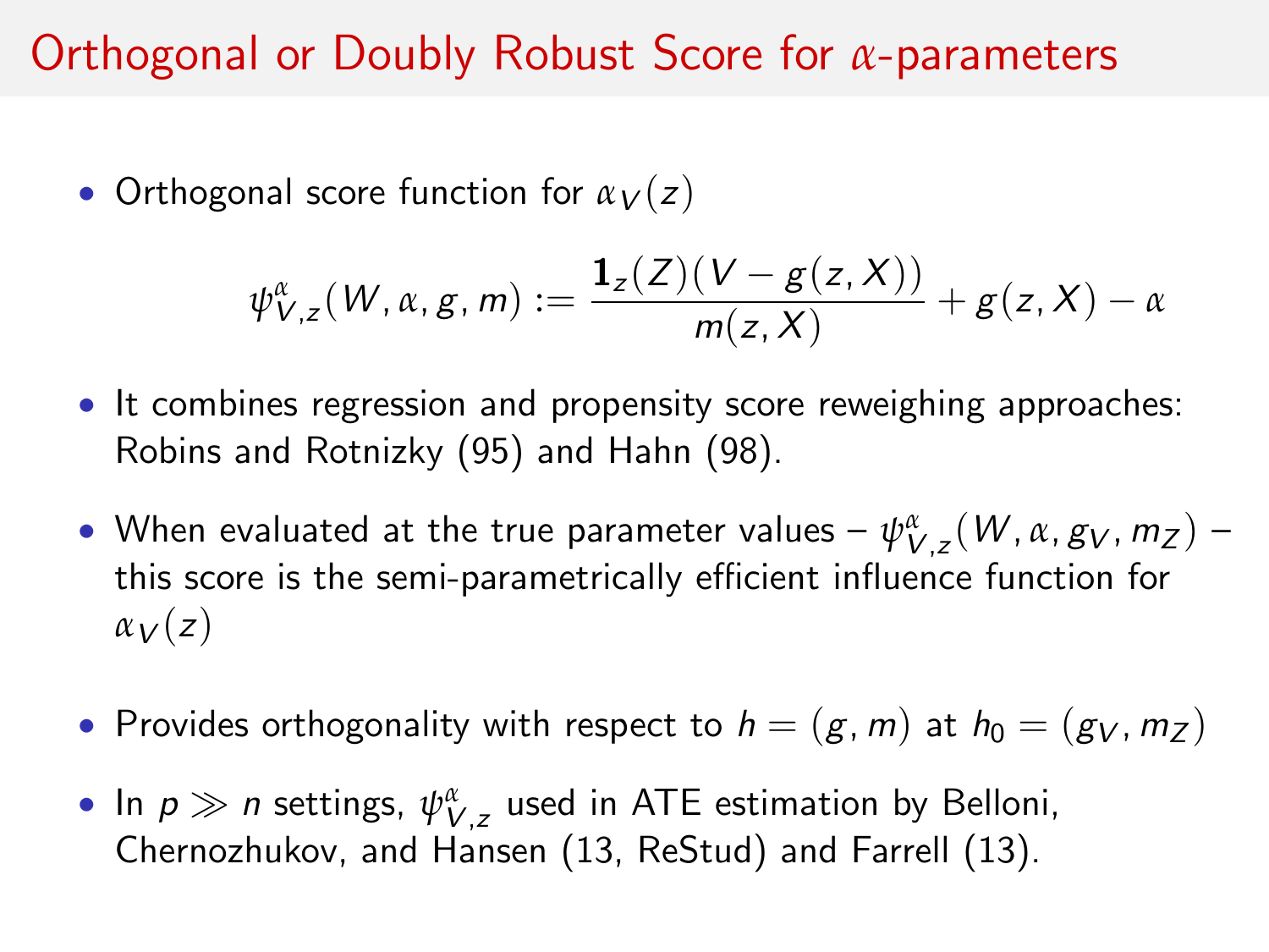# Orthogonal or Doubly Robust Score for $\alpha$-parameters

- Orthogonal score function for $\alpha_V(z)$

$$\psi^{\alpha}_{V,z}(W, \alpha, g, m) := \frac{\mathbf{1}_z(Z)(V - g(z, X))}{m(z, X)} + g(z, X) - \alpha$$

- It combines regression and propensity score reweighing approaches: Robins and Rotnizky (95) and Hahn (98).

- When evaluated at the true parameter values – $\psi^{\alpha}_{V,z}(W, \alpha, g_V, m_Z)$ – this score is the semi-parametrically efficient influence function for $\alpha_V(z)$

- Provides orthogonality with respect to $h = (g, m)$ at $h_0 = (g_V, m_Z)$

- In $p \gg n$ settings, $\psi^{\alpha}_{V,z}$ used in ATE estimation by Belloni, Chernozhukov, and Hansen (13, ReStud) and Farrell (13).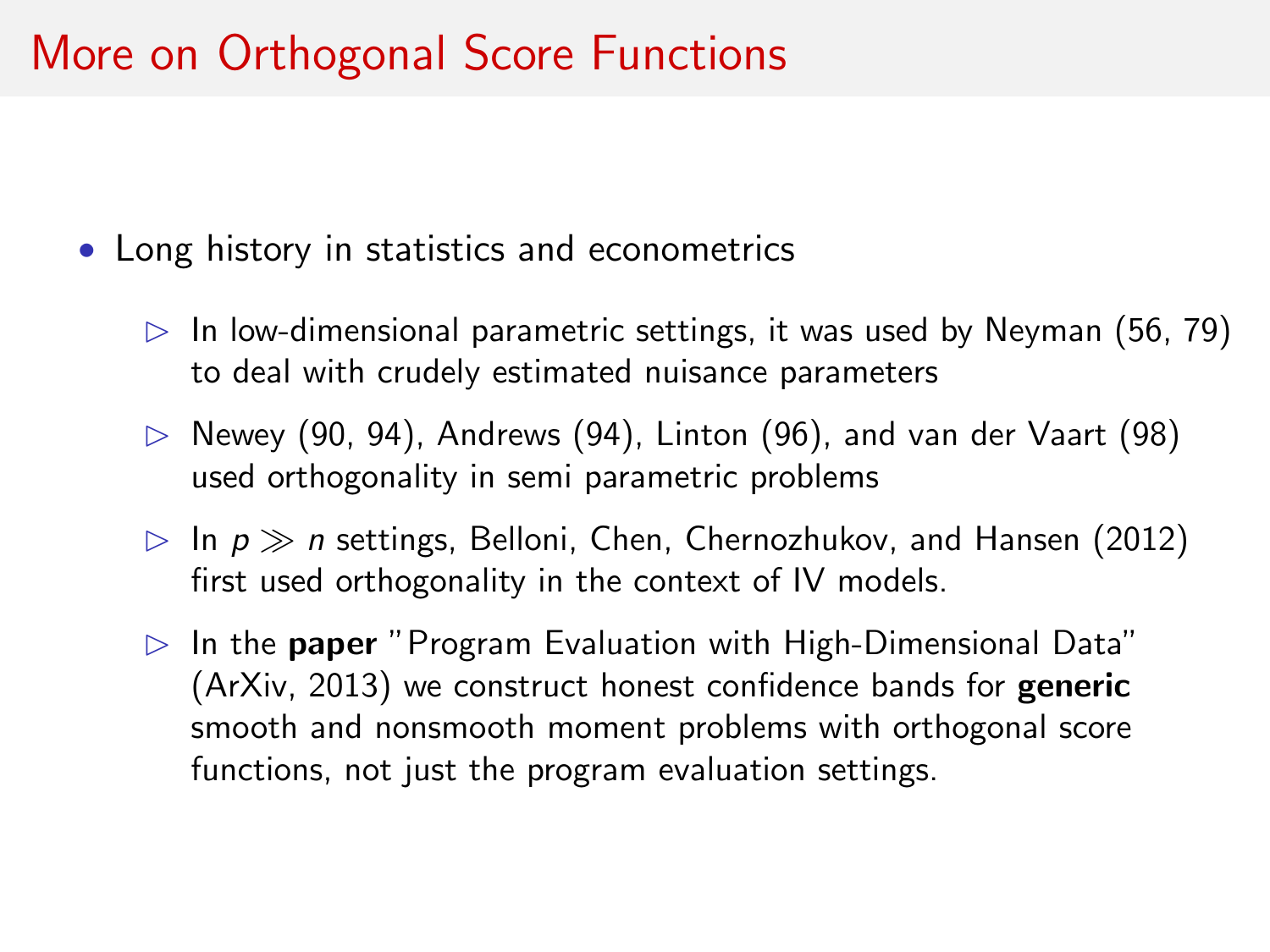# More on Orthogonal Score Functions

- Long history in statistics and econometrics
  - In low-dimensional parametric settings, it was used by Neyman (56, 79) to deal with crudely estimated nuisance parameters
  - Newey (90, 94), Andrews (94), Linton (96), and van der Vaart (98) used orthogonality in semi parametric problems
  - In $p \gg n$ settings, Belloni, Chen, Chernozhukov, and Hansen (2012) first used orthogonality in the context of IV models.
  - In the **paper** "Program Evaluation with High-Dimensional Data" (ArXiv, 2013) we construct honest confidence bands for **generic** smooth and nonsmooth moment problems with orthogonal score functions, not just the program evaluation settings.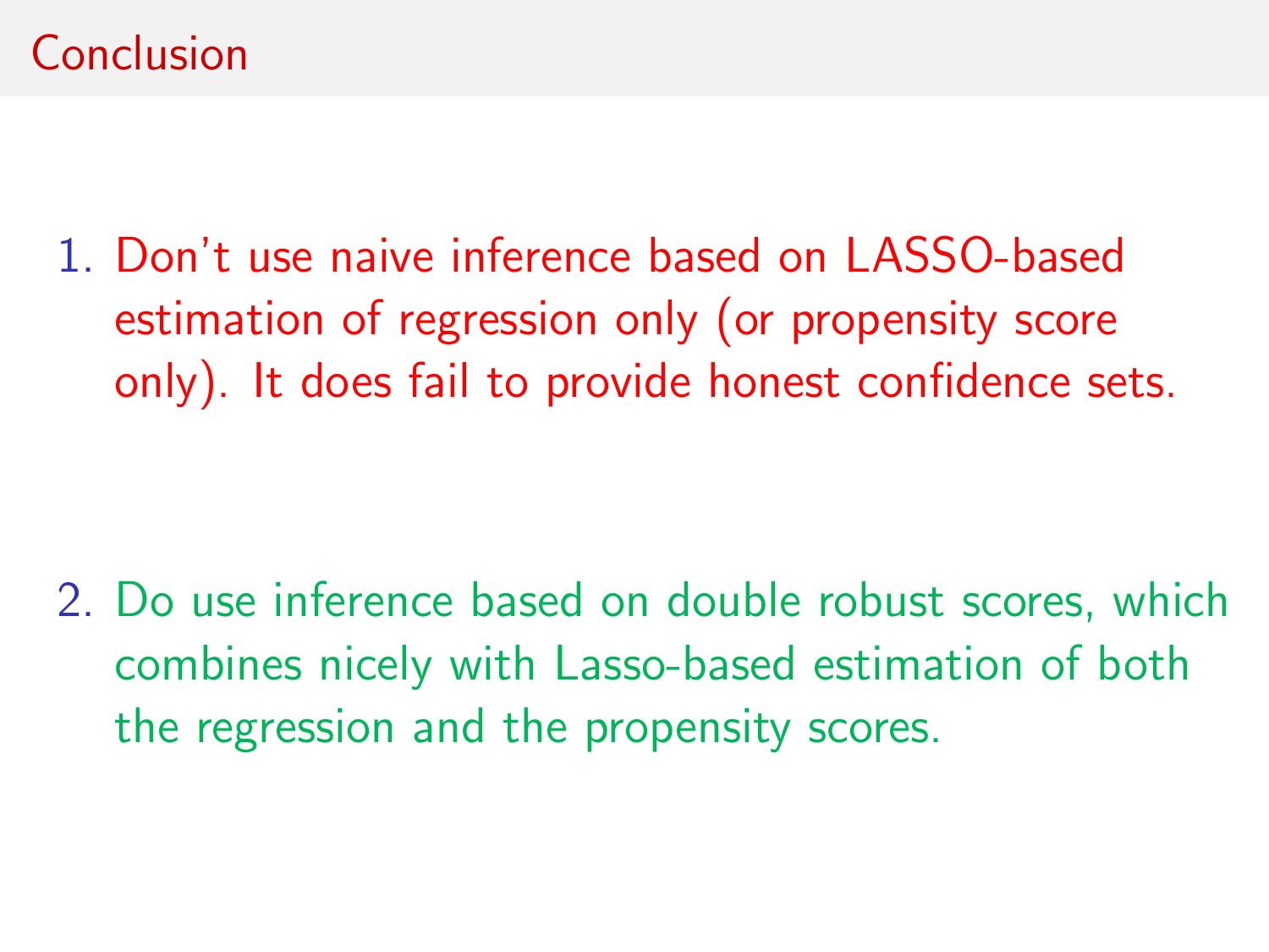## Conclusion

1. Don't use naive inference based on LASSO-based estimation of regression only (or propensity score only). It does fail to provide honest confidence sets.

2. Do use inference based on double robust scores, which combines nicely with Lasso-based estimation of both the regression and the propensity scores.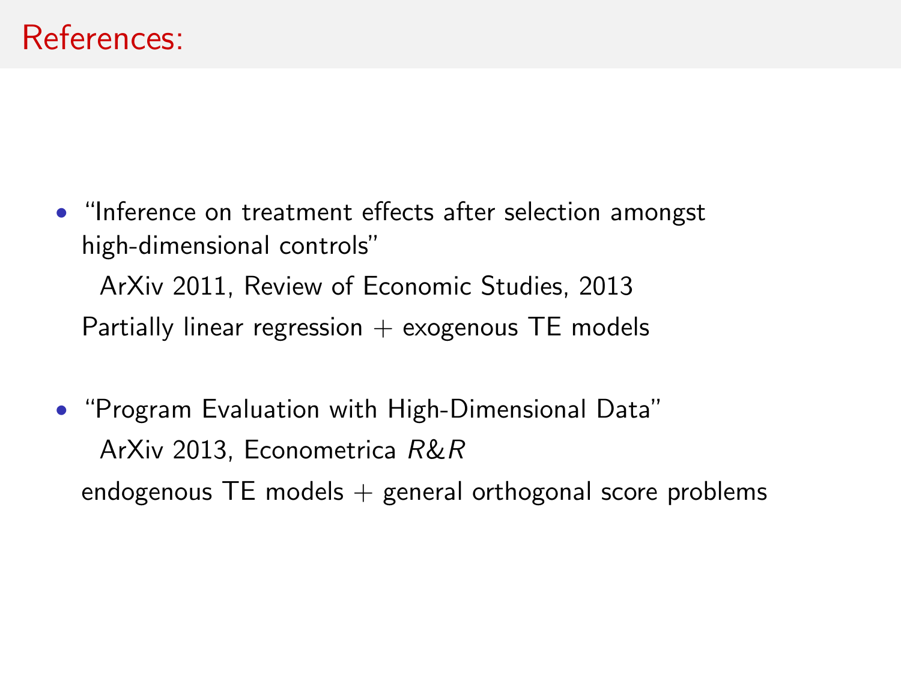# References:

- "Inference on treatment effects after selection amongst high-dimensional controls"

  ArXiv 2011, Review of Economic Studies, 2013

  Partially linear regression + exogenous TE models

- "Program Evaluation with High-Dimensional Data"

  ArXiv 2013, Econometrica *R&R*

  endogenous TE models + general orthogonal score problems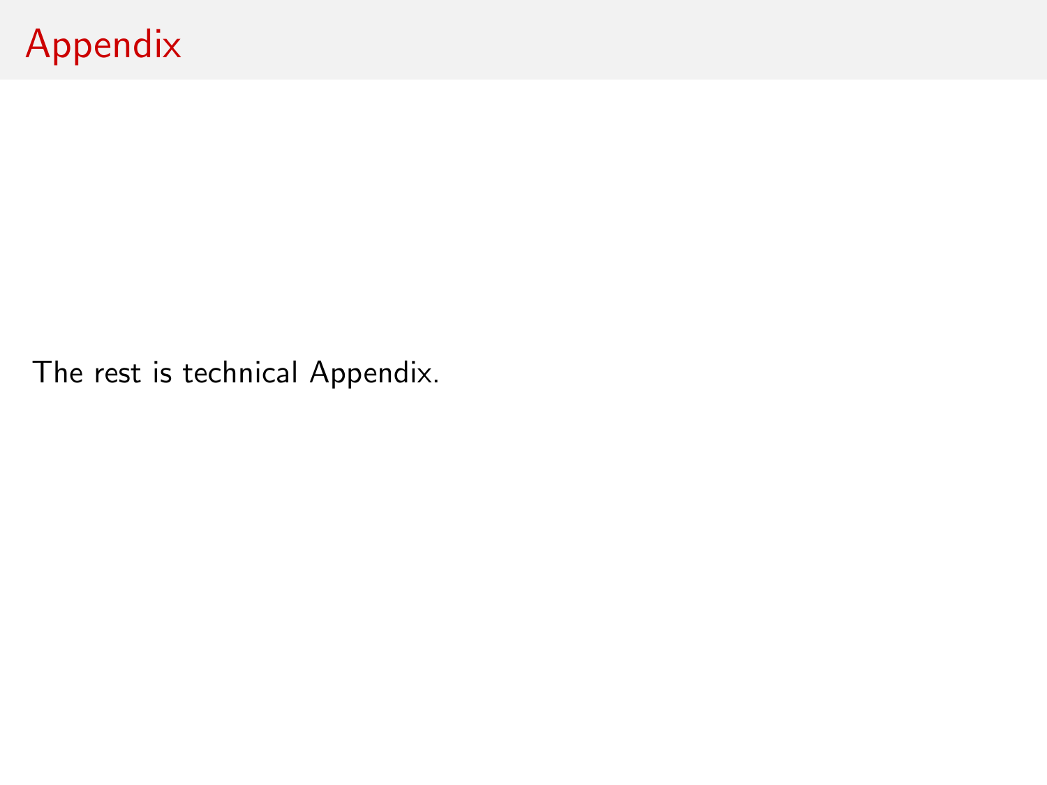# Appendix

The rest is technical Appendix.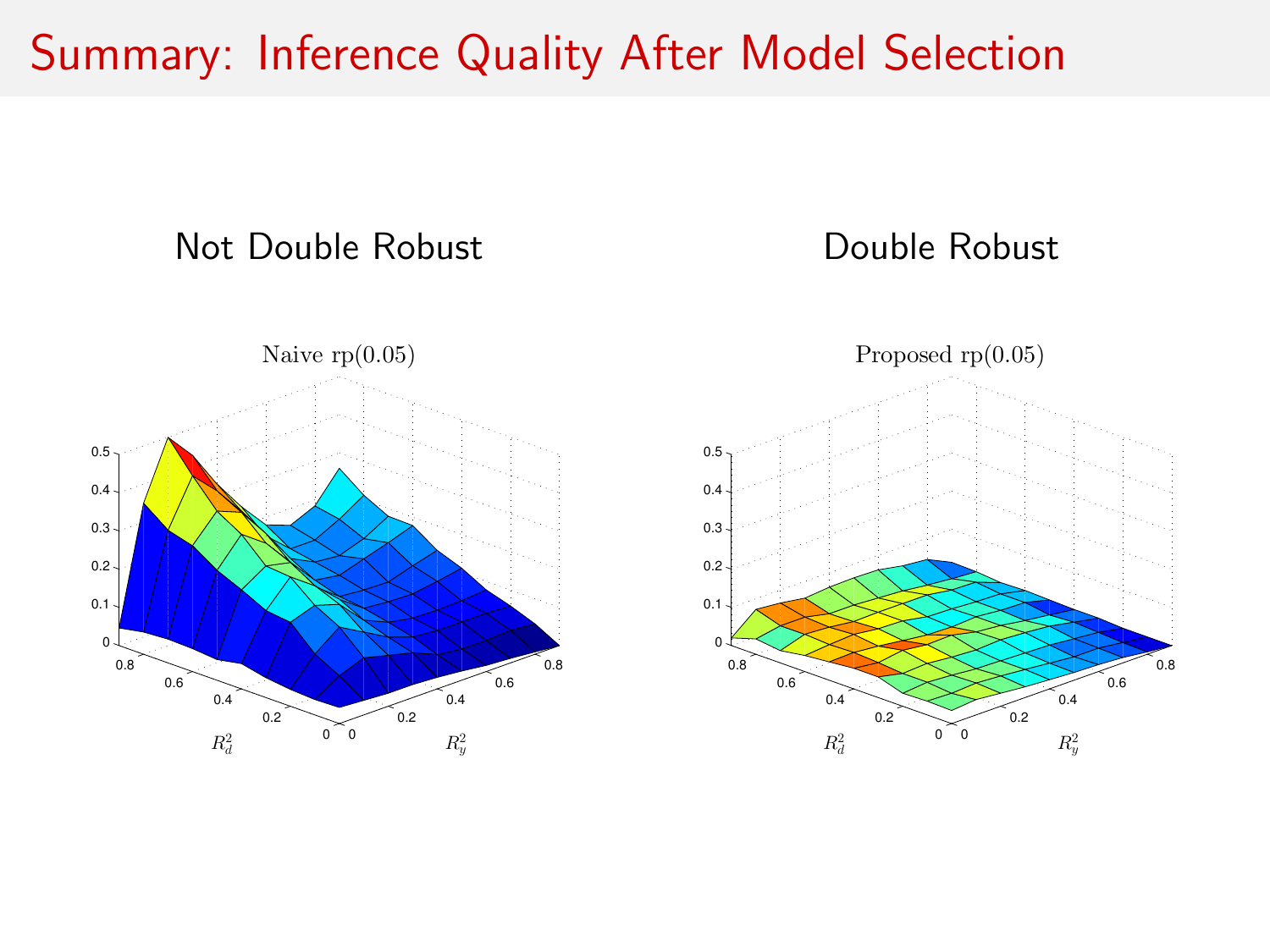# Summary: Inference Quality After Model Selection

## Not Double Robust

Naive rp(0.05)

## Double Robust

Proposed rp(0.05)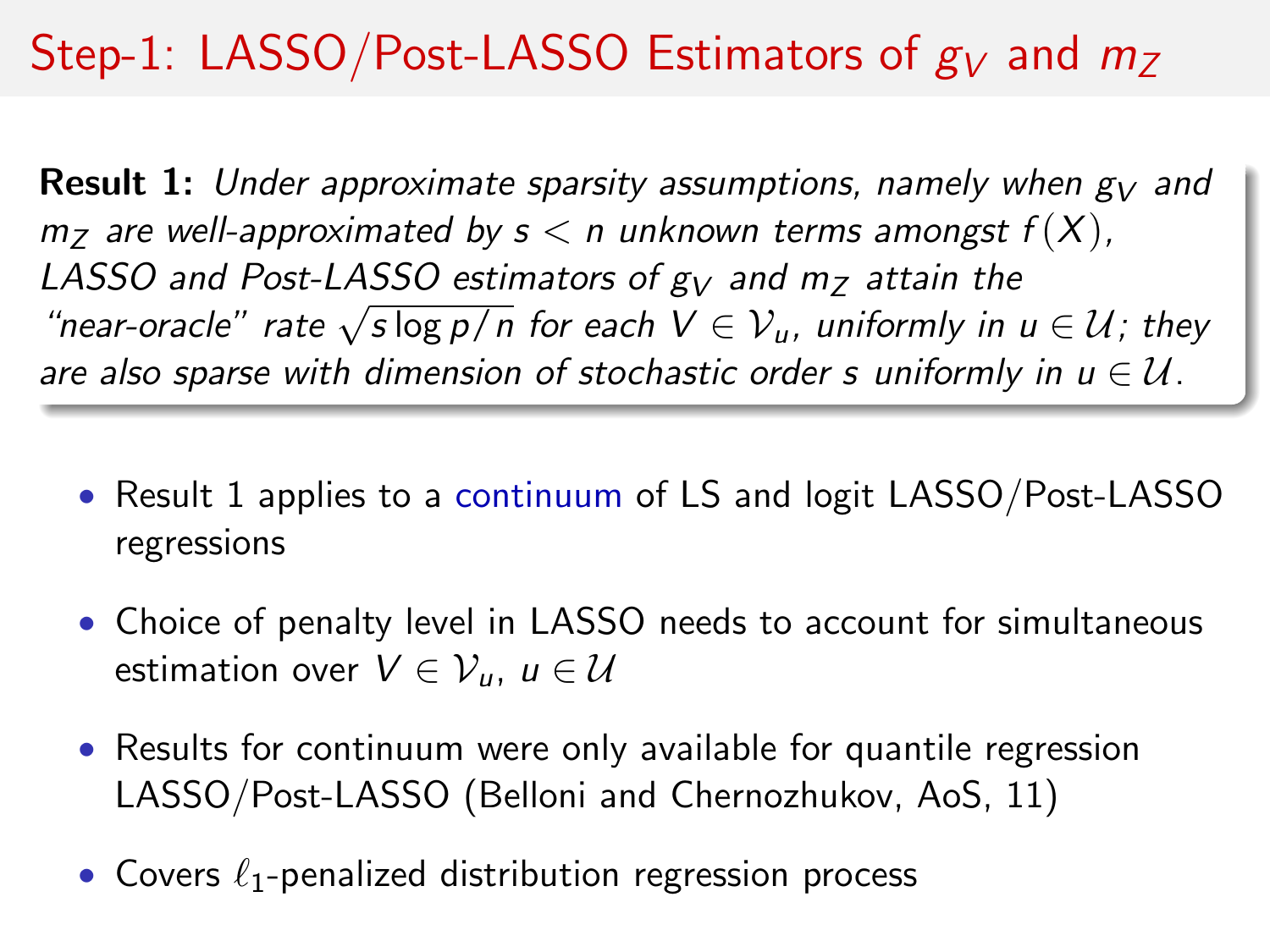# Step-1: LASSO/Post-LASSO Estimators of $g_V$ and $m_Z$

**Result 1:** *Under approximate sparsity assumptions, namely when $g_V$ and $m_Z$ are well-approximated by $s < n$ unknown terms amongst $f(X)$, LASSO and Post-LASSO estimators of $g_V$ and $m_Z$ attain the "near-oracle" rate $\sqrt{s \log p / n}$ for each $V \in \mathcal{V}_u$, uniformly in $u \in \mathcal{U}$; they are also sparse with dimension of stochastic order $s$ uniformly in $u \in \mathcal{U}$.*

- Result 1 applies to a continuum of LS and logit LASSO/Post-LASSO regressions
- Choice of penalty level in LASSO needs to account for simultaneous estimation over $V \in \mathcal{V}_u$, $u \in \mathcal{U}$
- Results for continuum were only available for quantile regression LASSO/Post-LASSO (Belloni and Chernozhukov, AoS, 11)
- Covers $\ell_1$-penalized distribution regression process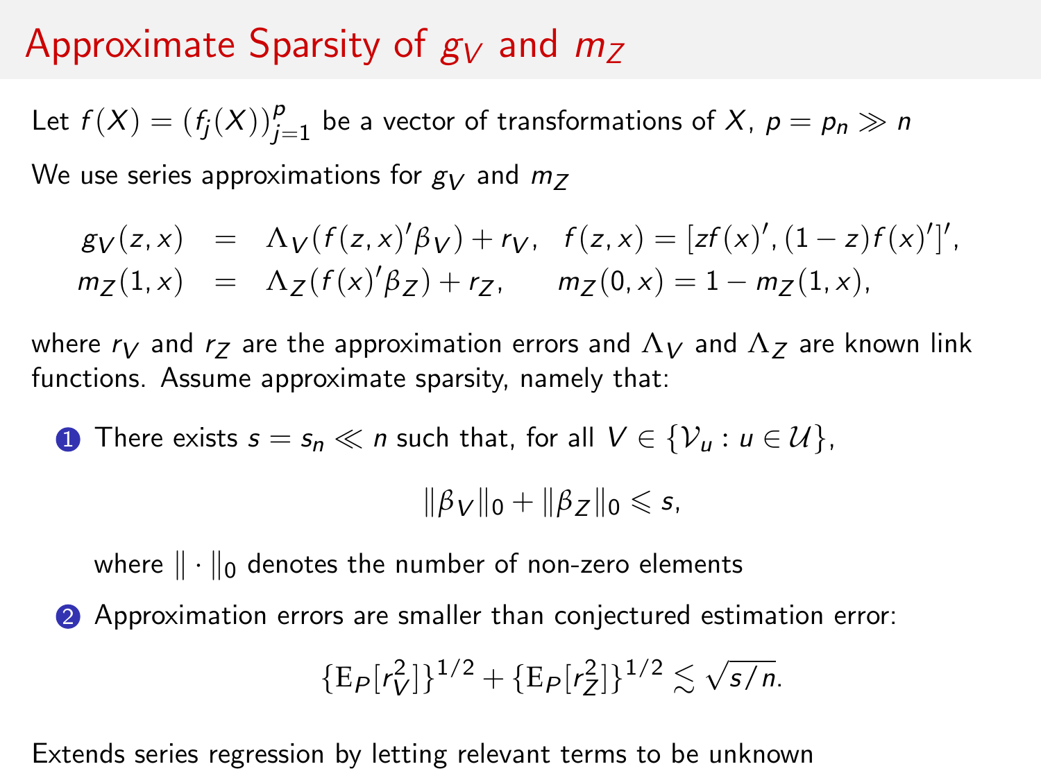# Approximate Sparsity of $g_V$ and $m_Z$

Let $f(X) = (f_j(X))_{j=1}^p$ be a vector of transformations of $X$, $p = p_n \gg n$

We use series approximations for $g_V$ and $m_Z$

$$
\begin{aligned}
g_V(z,x) &= \Lambda_V(f(z,x)'\beta_V) + r_V, \quad f(z,x) = [zf(x)', (1-z)f(x)']', \\
m_Z(1,x) &= \Lambda_Z(f(x)'\beta_Z) + r_Z, \qquad m_Z(0,x) = 1 - m_Z(1,x),
\end{aligned}
$$

where $r_V$ and $r_Z$ are the approximation errors and $\Lambda_V$ and $\Lambda_Z$ are known link functions. Assume approximate sparsity, namely that:

1. There exists $s = s_n \ll n$ such that, for all $V \in \{\mathcal{V}_u : u \in \mathcal{U}\}$,

   $$\|\beta_V\|_0 + \|\beta_Z\|_0 \leqslant s,$$

   where $\|\cdot\|_0$ denotes the number of non-zero elements

2. Approximation errors are smaller than conjectured estimation error:

   $$\{\mathrm{E}_P[r_V^2]\}^{1/2} + \{\mathrm{E}_P[r_Z^2]\}^{1/2} \lesssim \sqrt{s/n}.$$

Extends series regression by letting relevant terms to be unknown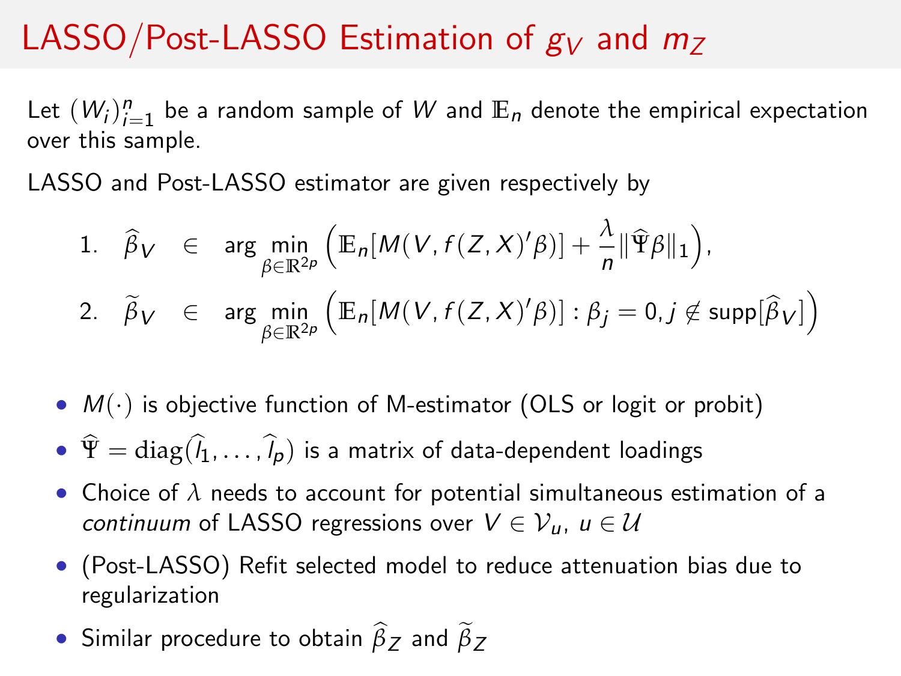# LASSO/Post-LASSO Estimation of $g_V$ and $m_Z$

Let $(W_i)_{i=1}^n$ be a random sample of $W$ and $\mathbb{E}_n$ denote the empirical expectation over this sample.

LASSO and Post-LASSO estimator are given respectively by

$$
\begin{aligned}
1. \quad \widehat{\beta}_V &\in \arg\min_{\beta \in \mathbb{R}^{2p}} \Big( \mathbb{E}_n[M(V, f(Z,X)'\beta)] + \frac{\lambda}{n} \|\widehat{\Psi}\beta\|_1 \Big), \\
2. \quad \widetilde{\beta}_V &\in \arg\min_{\beta \in \mathbb{R}^{2p}} \Big( \mathbb{E}_n[M(V, f(Z,X)'\beta)] : \beta_j = 0, j \notin \text{supp}[\widehat{\beta}_V] \Big)
\end{aligned}
$$

- $M(\cdot)$ is objective function of M-estimator (OLS or logit or probit)
- $\widehat{\Psi} = \text{diag}(\widehat{l}_1, \ldots, \widehat{l}_p)$ is a matrix of data-dependent loadings
- Choice of $\lambda$ needs to account for potential simultaneous estimation of a *continuum* of LASSO regressions over $V \in \mathcal{V}_u$, $u \in \mathcal{U}$
- (Post-LASSO) Refit selected model to reduce attenuation bias due to regularization
- Similar procedure to obtain $\widehat{\beta}_Z$ and $\widetilde{\beta}_Z$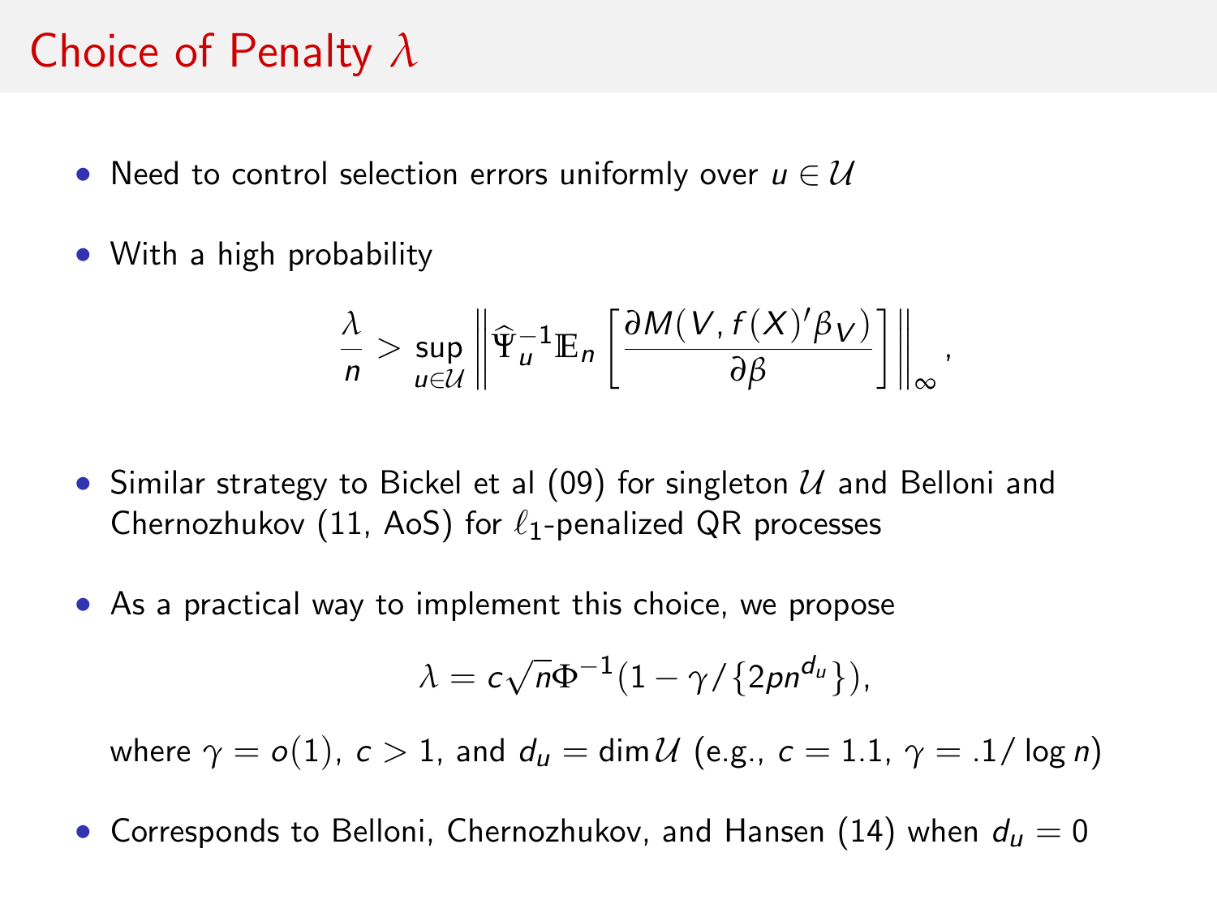# Choice of Penalty $\lambda$

- Need to control selection errors uniformly over $u \in \mathcal{U}$
- With a high probability

$$\frac{\lambda}{n} > \sup_{u \in \mathcal{U}} \left\| \widehat{\Psi}_u^{-1} \mathbb{E}_n \left[ \frac{\partial M(V, f(X)'\beta_V)}{\partial \beta} \right] \right\|_\infty,$$

- Similar strategy to Bickel et al (09) for singleton $\mathcal{U}$ and Belloni and Chernozhukov (11, AoS) for $\ell_1$-penalized QR processes
- As a practical way to implement this choice, we propose

$$\lambda = c\sqrt{n}\Phi^{-1}(1 - \gamma/\{2pn^{d_u}\}),$$

where $\gamma = o(1)$, $c > 1$, and $d_u = \dim \mathcal{U}$ (e.g., $c = 1.1$, $\gamma = .1/\log n$)

- Corresponds to Belloni, Chernozhukov, and Hansen (14) when $d_u = 0$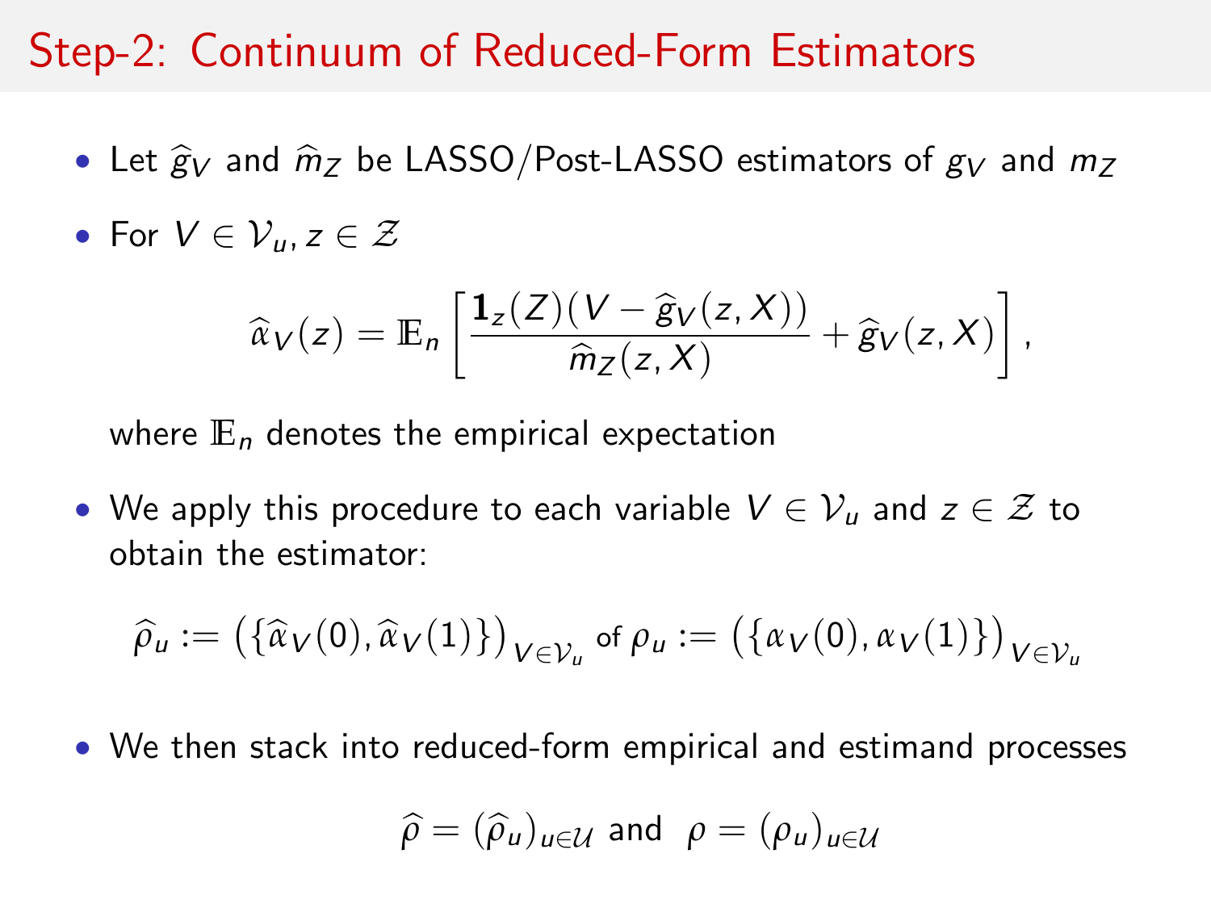# Step-2: Continuum of Reduced-Form Estimators

- Let $\widehat{g}_V$ and $\widehat{m}_Z$ be LASSO/Post-LASSO estimators of $g_V$ and $m_Z$
- For $V \in \mathcal{V}_u, z \in \mathcal{Z}$

$$\widehat{\alpha}_V(z) = \mathbb{E}_n \left[ \frac{\mathbf{1}_z(Z)(V - \widehat{g}_V(z, X))}{\widehat{m}_Z(z, X)} + \widehat{g}_V(z, X) \right],$$

  where $\mathbb{E}_n$ denotes the empirical expectation

- We apply this procedure to each variable $V \in \mathcal{V}_u$ and $z \in \mathcal{Z}$ to obtain the estimator:

$$\widehat{\rho}_u := \left( \{ \widehat{\alpha}_V(0), \widehat{\alpha}_V(1) \} \right)_{V \in \mathcal{V}_u} \text{ of } \rho_u := \left( \{ \alpha_V(0), \alpha_V(1) \} \right)_{V \in \mathcal{V}_u}$$

- We then stack into reduced-form empirical and estimand processes

$$\widehat{\rho} = (\widehat{\rho}_u)_{u \in \mathcal{U}} \text{ and } \rho = (\rho_u)_{u \in \mathcal{U}}$$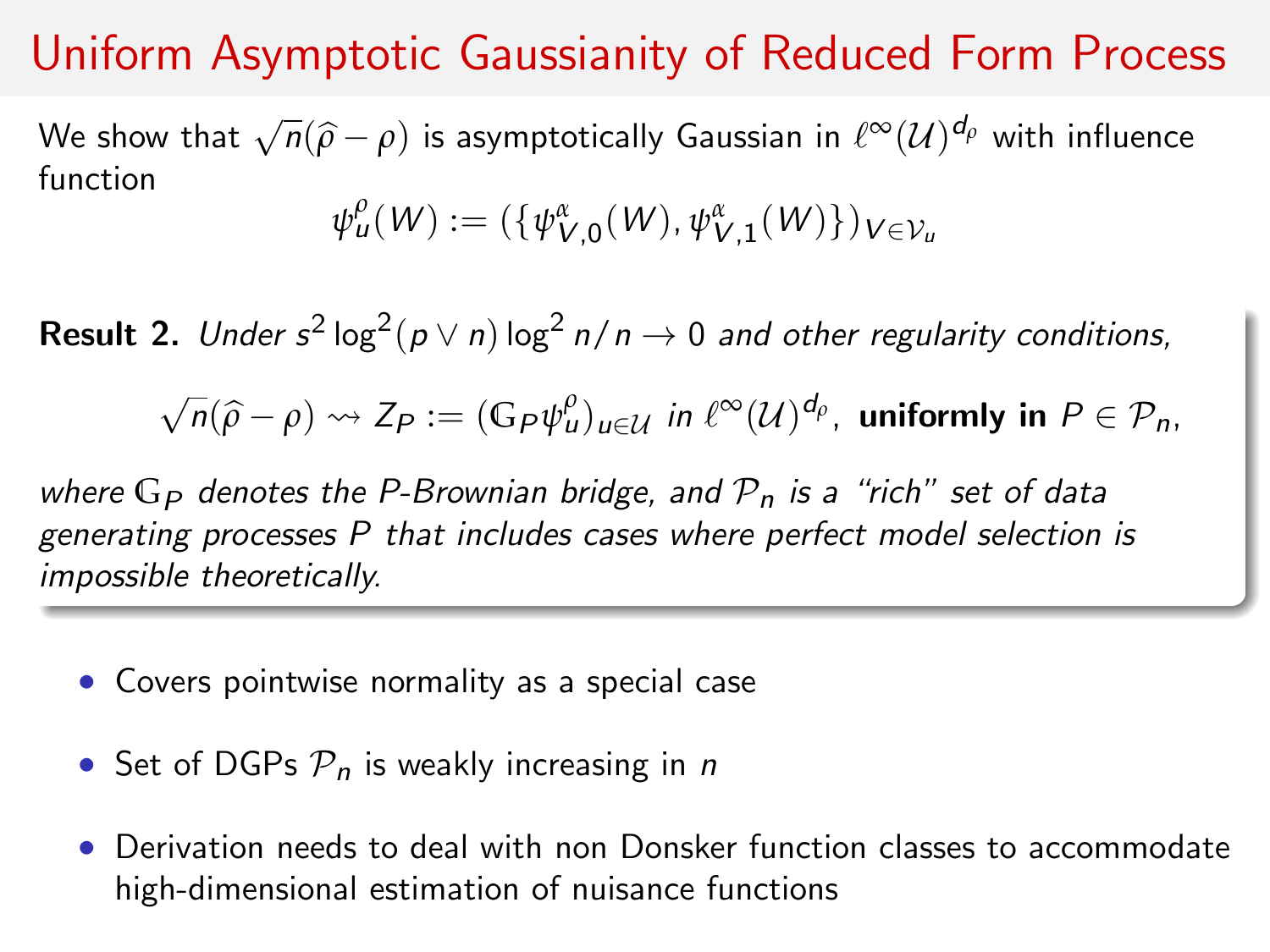# Uniform Asymptotic Gaussianity of Reduced Form Process

We show that $\sqrt{n}(\widehat{\rho} - \rho)$ is asymptotically Gaussian in $\ell^\infty(\mathcal{U})^{d_\rho}$ with influence function

$$\psi_u^\rho(W) := (\{\psi_{V,0}^\alpha(W), \psi_{V,1}^\alpha(W)\})_{V \in \mathcal{V}_u}$$

**Result 2.** *Under $s^2 \log^2(p \vee n) \log^2 n / n \to 0$ and other regularity conditions,*

$$\sqrt{n}(\widehat{\rho} - \rho) \rightsquigarrow Z_P := (\mathbb{G}_P \psi_u^\rho)_{u \in \mathcal{U}} \text{ in } \ell^\infty(\mathcal{U})^{d_\rho}, \textbf{ uniformly in } P \in \mathcal{P}_n,$$

*where $\mathbb{G}_P$ denotes the $P$-Brownian bridge, and $\mathcal{P}_n$ is a "rich" set of data generating processes $P$ that includes cases where perfect model selection is impossible theoretically.*

- Covers pointwise normality as a special case
- Set of DGPs $\mathcal{P}_n$ is weakly increasing in $n$
- Derivation needs to deal with non Donsker function classes to accommodate high-dimensional estimation of nuisance functions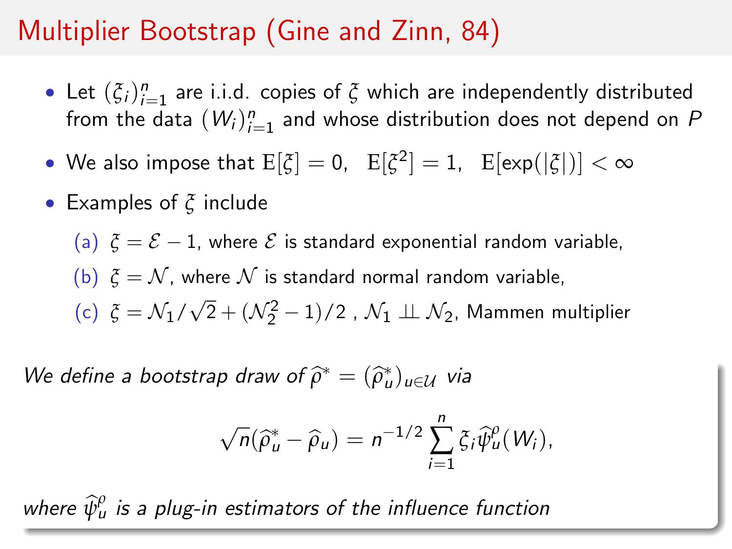# Multiplier Bootstrap (Gine and Zinn, 84)

- Let $(\xi_i)_{i=1}^n$ are i.i.d. copies of $\xi$ which are independently distributed from the data $(W_i)_{i=1}^n$ and whose distribution does not depend on $P$
- We also impose that $\mathrm{E}[\xi] = 0, \ \ \mathrm{E}[\xi^2] = 1, \ \ \mathrm{E}[\exp(|\xi|)] < \infty$
- Examples of $\xi$ include
  - (a) $\xi = \mathcal{E} - 1$, where $\mathcal{E}$ is standard exponential random variable,
  - (b) $\xi = \mathcal{N}$, where $\mathcal{N}$ is standard normal random variable,
  - (c) $\xi = \mathcal{N}_1/\sqrt{2} + (\mathcal{N}_2^2 - 1)/2$ , $\mathcal{N}_1 \perp\!\!\!\perp \mathcal{N}_2$, Mammen multiplier

*We define a bootstrap draw of* $\widehat{\rho}^* = (\widehat{\rho}_u^*)_{u \in \mathcal{U}}$ *via*

$$\sqrt{n}(\widehat{\rho}_u^* - \widehat{\rho}_u) = n^{-1/2} \sum_{i=1}^n \xi_i \widehat{\psi}_u^\rho(W_i),$$

*where* $\widehat{\psi}_u^\rho$ *is a plug-in estimators of the influence function*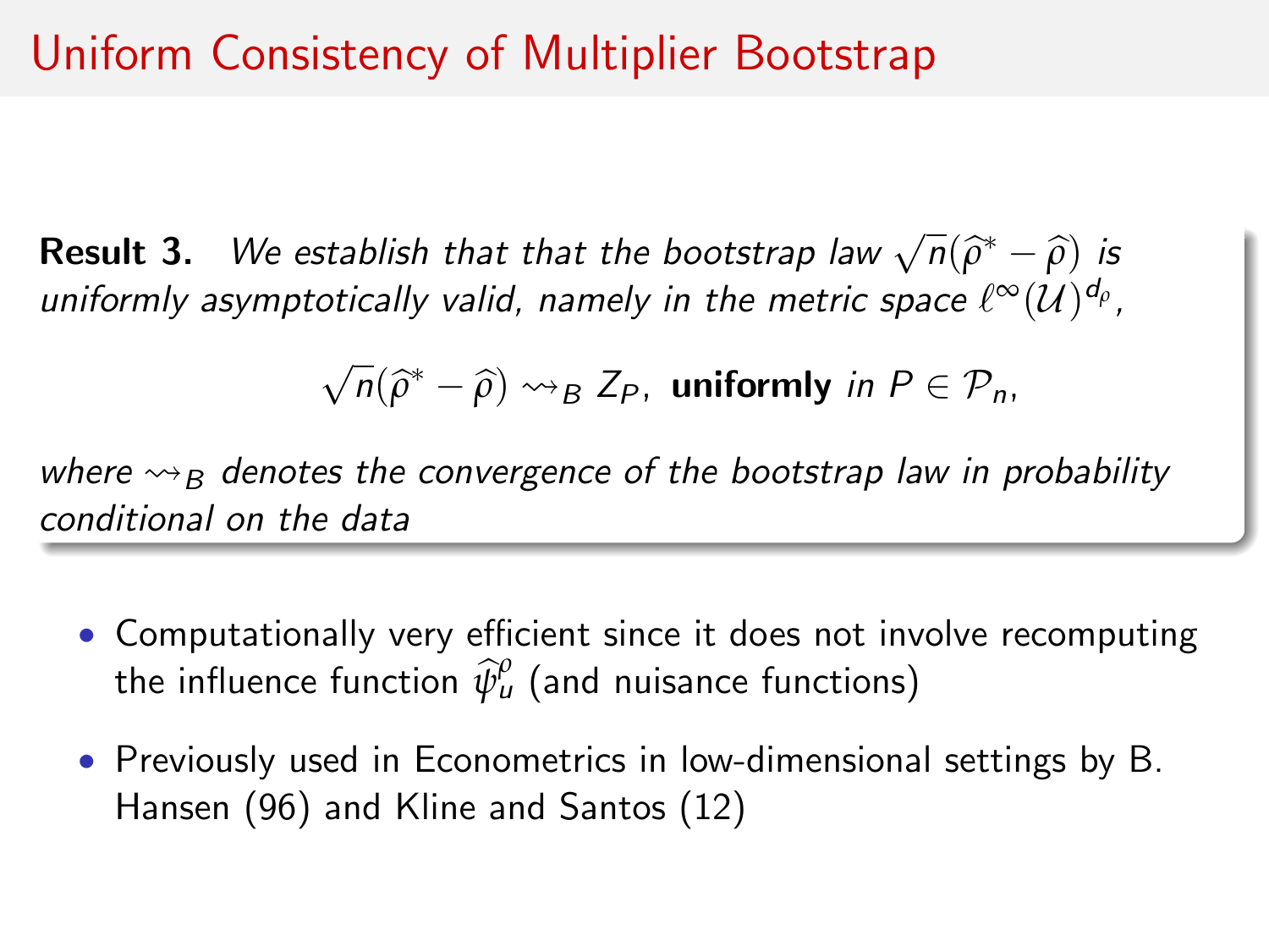# Uniform Consistency of Multiplier Bootstrap

**Result 3.** *We establish that that the bootstrap law $\sqrt{n}(\widehat{\rho}^* - \widehat{\rho})$ is uniformly asymptotically valid, namely in the metric space $\ell^\infty(\mathcal{U})^{d_\rho}$,*

$$\sqrt{n}(\widehat{\rho}^* - \widehat{\rho}) \rightsquigarrow_B Z_P, \text{ **uniformly** in } P \in \mathcal{P}_n,$$

*where $\rightsquigarrow_B$ denotes the convergence of the bootstrap law in probability conditional on the data*

- Computationally very efficient since it does not involve recomputing the influence function $\widehat{\psi}_u^\rho$ (and nuisance functions)
- Previously used in Econometrics in low-dimensional settings by B. Hansen (96) and Kline and Santos (12)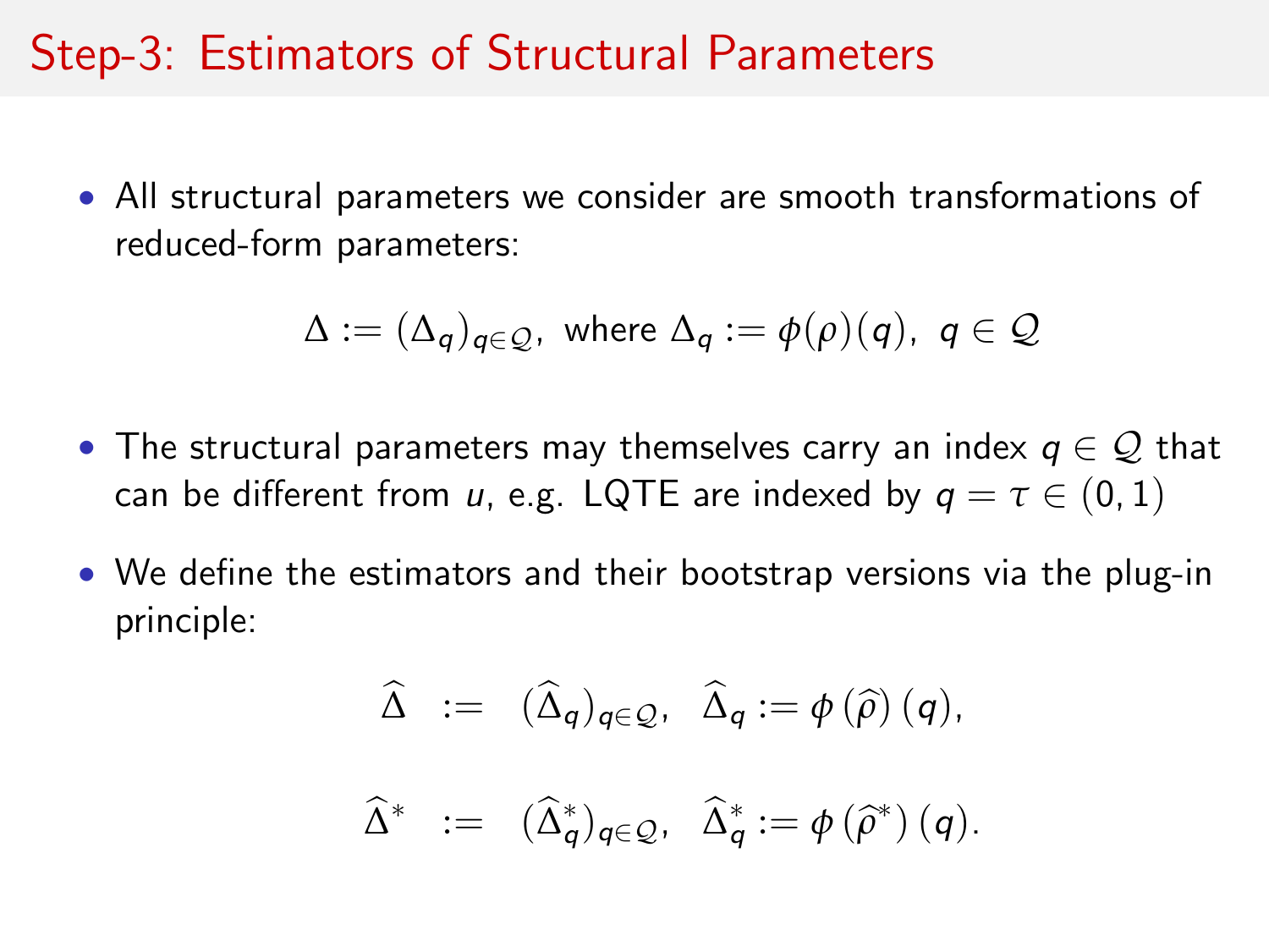# Step-3: Estimators of Structural Parameters

- All structural parameters we consider are smooth transformations of reduced-form parameters:

$$\Delta := (\Delta_q)_{q \in \mathcal{Q}}, \text{ where } \Delta_q := \phi(\rho)(q), \ q \in \mathcal{Q}$$

- The structural parameters may themselves carry an index $q \in \mathcal{Q}$ that can be different from $u$, e.g. LQTE are indexed by $q = \tau \in (0, 1)$

- We define the estimators and their bootstrap versions via the plug-in principle:

$$\widehat{\Delta} \ := \ (\widehat{\Delta}_q)_{q \in \mathcal{Q}}, \ \ \widehat{\Delta}_q := \phi\left(\widehat{\rho}\right)(q),$$

$$\widehat{\Delta}^* \ := \ (\widehat{\Delta}^*_q)_{q \in \mathcal{Q}}, \ \ \widehat{\Delta}^*_q := \phi\left(\widehat{\rho}^*\right)(q).$$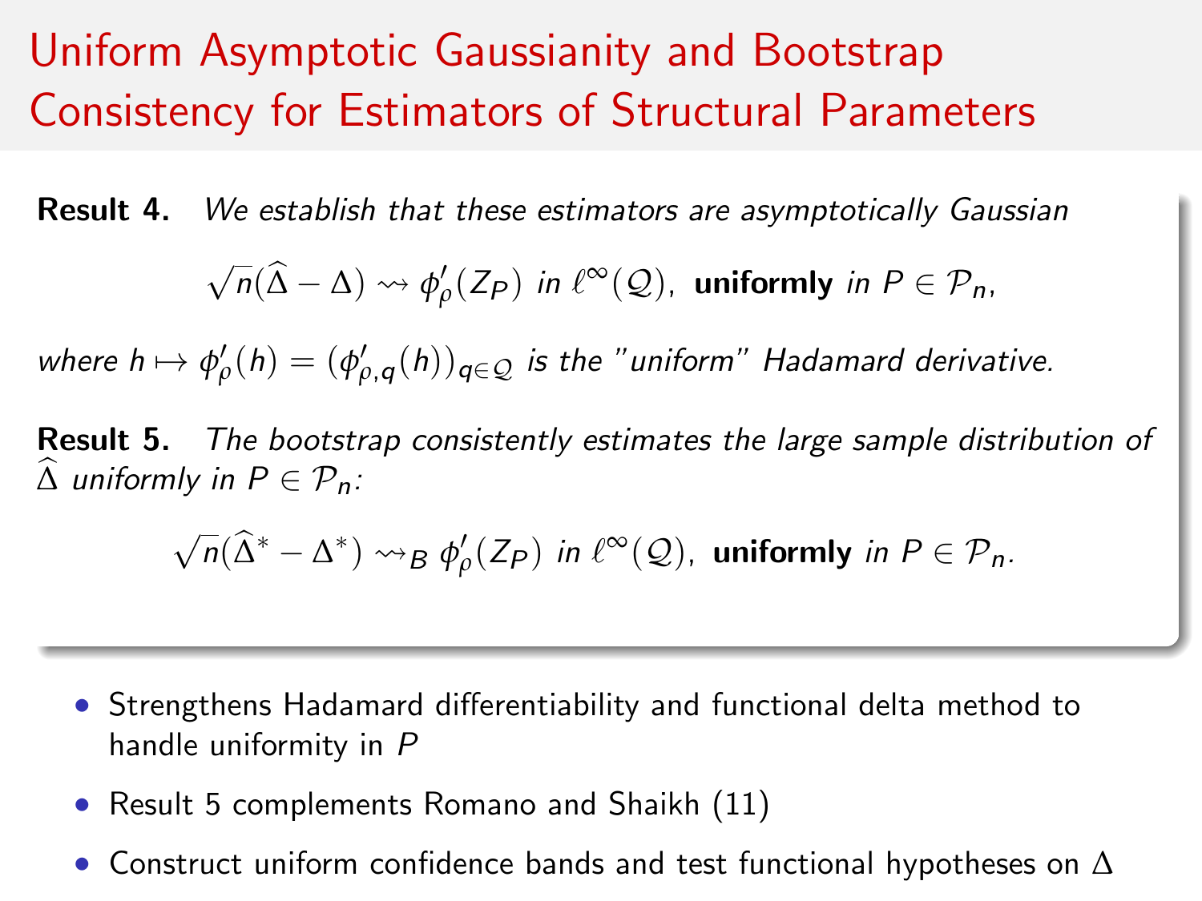# Uniform Asymptotic Gaussianity and Bootstrap Consistency for Estimators of Structural Parameters

**Result 4.** *We establish that these estimators are asymptotically Gaussian*

$$\sqrt{n}(\widehat{\Delta} - \Delta) \rightsquigarrow \phi'_{\rho}(Z_P) \text{ in } \ell^{\infty}(\mathcal{Q}), \textbf{ uniformly} \text{ in } P \in \mathcal{P}_n,$$

*where $h \mapsto \phi'_{\rho}(h) = (\phi'_{\rho,q}(h))_{q \in \mathcal{Q}}$ is the "uniform" Hadamard derivative.*

**Result 5.** *The bootstrap consistently estimates the large sample distribution of $\widehat{\Delta}$ uniformly in $P \in \mathcal{P}_n$:*

$$\sqrt{n}(\widehat{\Delta}^{*} - \Delta^{*}) \rightsquigarrow_B \phi'_{\rho}(Z_P) \text{ in } \ell^{\infty}(\mathcal{Q}), \textbf{ uniformly} \text{ in } P \in \mathcal{P}_n.$$

- Strengthens Hadamard differentiability and functional delta method to handle uniformity in $P$
- Result 5 complements Romano and Shaikh (11)
- Construct uniform confidence bands and test functional hypotheses on $\Delta$